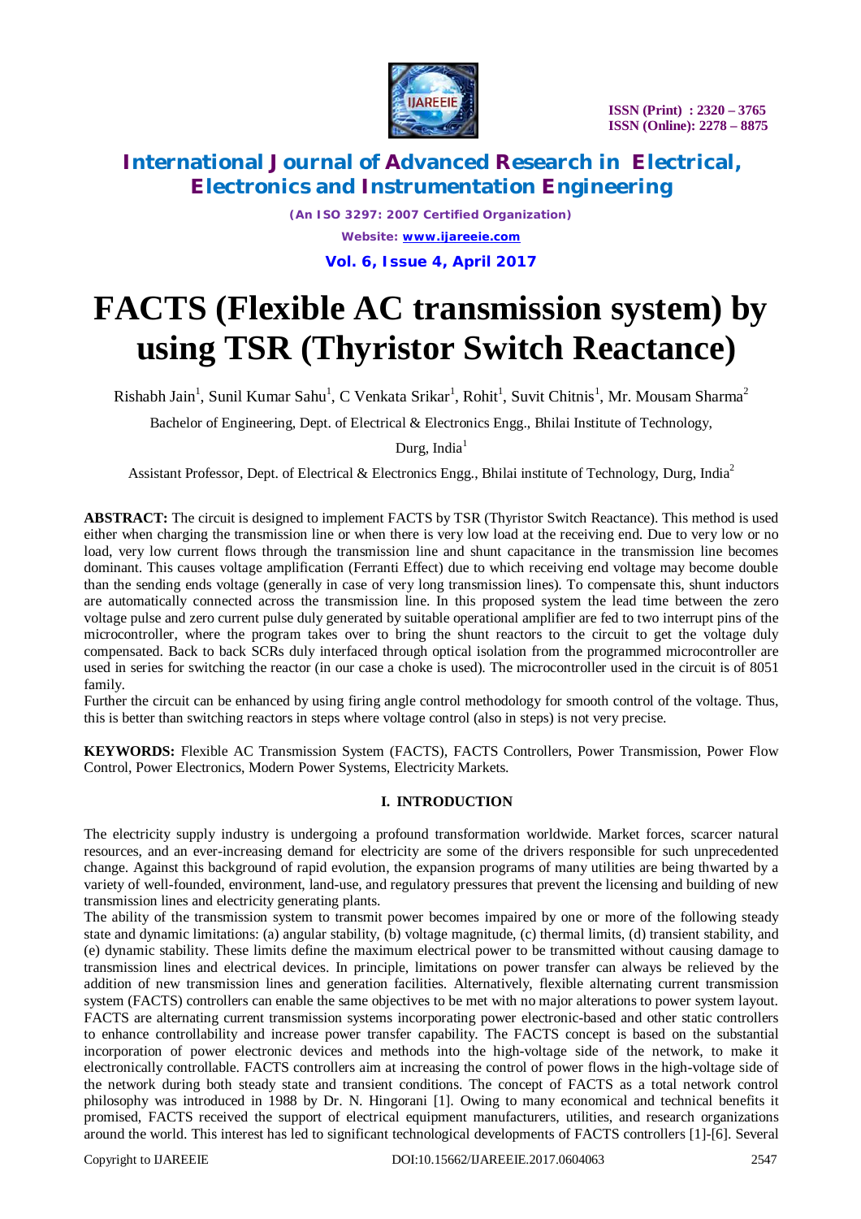# FACTS (Flexible AC transmission system) by using TSR (Thyristor Switch Reactance)

Rishabh Jain[1], Sunil Kumar Sahu[1], C Venkata Srikar[1], Rohit[1], Suvit Chitnis[1], Mr. Mousam Sharma[2]

Bachelor of Engineering, Dept. of Electrical & Electronics Engg., Bhilai Institute of Technology, Durg, India[1]

Assistant Professor, Dept. of Electrical & Electronics Engg., Bhilai institute of Technology, Durg, India[2]

**ABSTRACT:** The circuit is designed to implement FACTS by TSR (Thyristor Switch Reactance). This method is used either when charging the transmission line or when there is very low load at the receiving end. Due to very low or no load, very low current flows through the transmission line and shunt capacitance in the transmission line becomes dominant. This causes voltage amplification (Ferranti Effect) due to which receiving end voltage may become double than the sending ends voltage (generally in case of very long transmission lines). To compensate this, shunt inductors are automatically connected across the transmission line. In this proposed system the lead time between the zero voltage pulse and zero current pulse duly generated by suitable operational amplifier are fed to two interrupt pins of the microcontroller, where the program takes over to bring the shunt reactors to the circuit to get the voltage duly compensated. Back to back SCRs duly interfaced through optical isolation from the programmed microcontroller are used in series for switching the reactor (in our case a choke is used). The microcontroller used in the circuit is of 8051 family.

Further the circuit can be enhanced by using firing angle control methodology for smooth control of the voltage. Thus, this is better than switching reactors in steps where voltage control (also in steps) is not very precise.

**KEYWORDS:** Flexible AC Transmission System (FACTS), FACTS Controllers, Power Transmission, Power Flow Control, Power Electronics, Modern Power Systems, Electricity Markets.

## I. INTRODUCTION

The electricity supply industry is undergoing a profound transformation worldwide. Market forces, scarcer natural resources, and an ever-increasing demand for electricity are some of the drivers responsible for such unprecedented change. Against this background of rapid evolution, the expansion programs of many utilities are being thwarted by a variety of well-founded, environment, land-use, and regulatory pressures that prevent the licensing and building of new transmission lines and electricity generating plants.

The ability of the transmission system to transmit power becomes impaired by one or more of the following steady state and dynamic limitations: (a) angular stability, (b) voltage magnitude, (c) thermal limits, (d) transient stability, and (e) dynamic stability. These limits define the maximum electrical power to be transmitted without causing damage to transmission lines and electrical devices. In principle, limitations on power transfer can always be relieved by the addition of new transmission lines and generation facilities. Alternatively, flexible alternating current transmission system (FACTS) controllers can enable the same objectives to be met with no major alterations to power system layout. FACTS are alternating current transmission systems incorporating power electronic-based and other static controllers to enhance controllability and increase power transfer capability. The FACTS concept is based on the substantial incorporation of power electronic devices and methods into the high-voltage side of the network, to make it electronically controllable. FACTS controllers aim at increasing the control of power flows in the high-voltage side of the network during both steady state and transient conditions. The concept of FACTS as a total network control philosophy was introduced in 1988 by Dr. N. Hingorani [1]. Owing to many economical and technical benefits it promised, FACTS received the support of electrical equipment manufacturers, utilities, and research organizations around the world. This interest has led to significant technological developments of FACTS controllers [1]-[6]. Several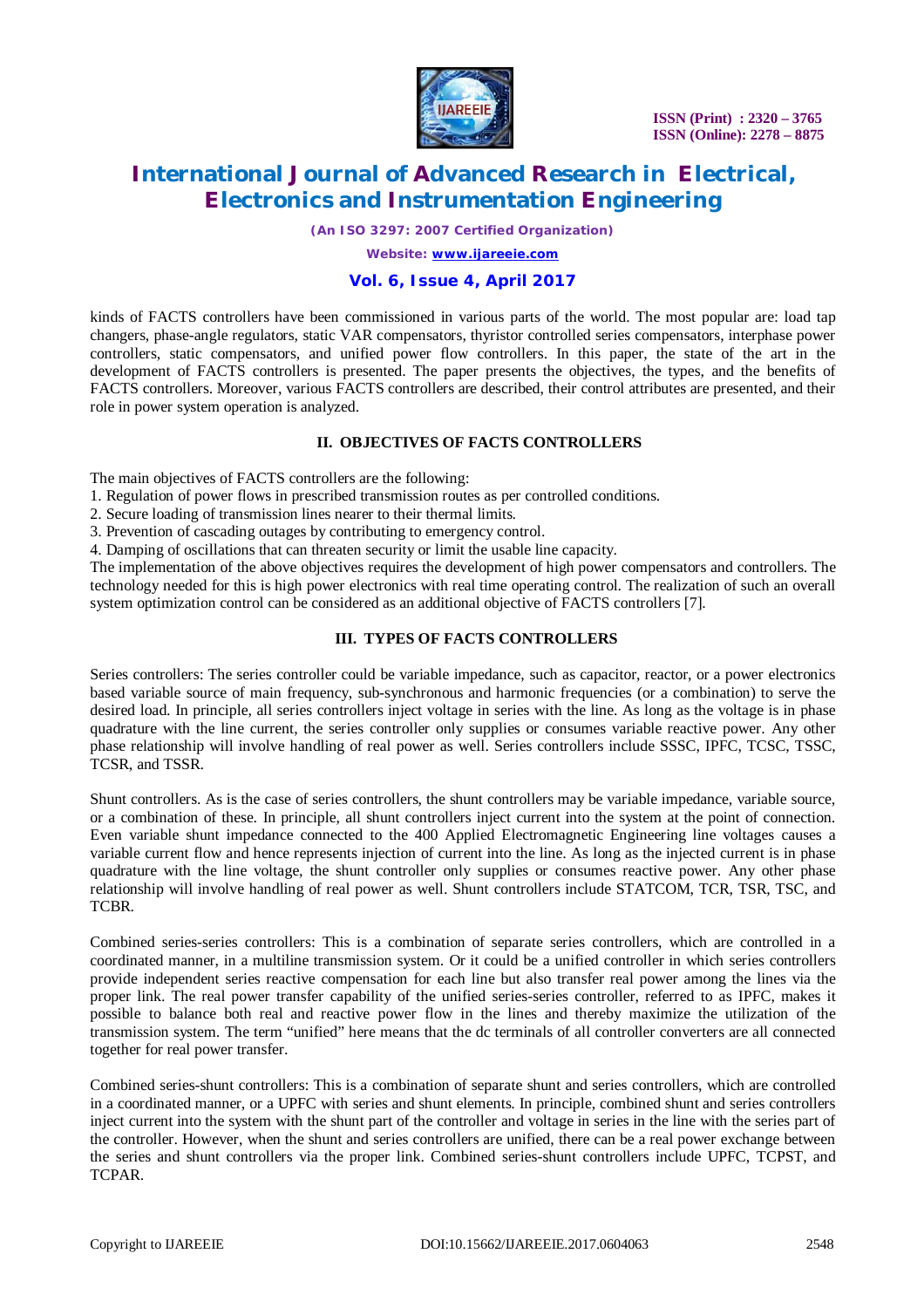kinds of FACTS controllers have been commissioned in various parts of the world. The most popular are: load tap changers, phase-angle regulators, static VAR compensators, thyristor controlled series compensators, interphase power controllers, static compensators, and unified power flow controllers. In this paper, the state of the art in the development of FACTS controllers is presented. The paper presents the objectives, the types, and the benefits of FACTS controllers. Moreover, various FACTS controllers are described, their control attributes are presented, and their role in power system operation is analyzed.

## II. OBJECTIVES OF FACTS CONTROLLERS

The main objectives of FACTS controllers are the following:

1. Regulation of power flows in prescribed transmission routes as per controlled conditions.
2. Secure loading of transmission lines nearer to their thermal limits.
3. Prevention of cascading outages by contributing to emergency control.
4. Damping of oscillations that can threaten security or limit the usable line capacity.

The implementation of the above objectives requires the development of high power compensators and controllers. The technology needed for this is high power electronics with real time operating control. The realization of such an overall system optimization control can be considered as an additional objective of FACTS controllers [7].

## III. TYPES OF FACTS CONTROLLERS

Series controllers: The series controller could be variable impedance, such as capacitor, reactor, or a power electronics based variable source of main frequency, sub-synchronous and harmonic frequencies (or a combination) to serve the desired load. In principle, all series controllers inject voltage in series with the line. As long as the voltage is in phase quadrature with the line current, the series controller only supplies or consumes variable reactive power. Any other phase relationship will involve handling of real power as well. Series controllers include SSSC, IPFC, TCSC, TSSC, TCSR, and TSSR.

Shunt controllers. As is the case of series controllers, the shunt controllers may be variable impedance, variable source, or a combination of these. In principle, all shunt controllers inject current into the system at the point of connection. Even variable shunt impedance connected to the 400 Applied Electromagnetic Engineering line voltages causes a variable current flow and hence represents injection of current into the line. As long as the injected current is in phase quadrature with the line voltage, the shunt controller only supplies or consumes reactive power. Any other phase relationship will involve handling of real power as well. Shunt controllers include STATCOM, TCR, TSR, TSC, and TCBR.

Combined series-series controllers: This is a combination of separate series controllers, which are controlled in a coordinated manner, in a multiline transmission system. Or it could be a unified controller in which series controllers provide independent series reactive compensation for each line but also transfer real power among the lines via the proper link. The real power transfer capability of the unified series-series controller, referred to as IPFC, makes it possible to balance both real and reactive power flow in the lines and thereby maximize the utilization of the transmission system. The term "unified" here means that the dc terminals of all controller converters are all connected together for real power transfer.

Combined series-shunt controllers: This is a combination of separate shunt and series controllers, which are controlled in a coordinated manner, or a UPFC with series and shunt elements. In principle, combined shunt and series controllers inject current into the system with the shunt part of the controller and voltage in series in the line with the series part of the controller. However, when the shunt and series controllers are unified, there can be a real power exchange between the series and shunt controllers via the proper link. Combined series-shunt controllers include UPFC, TCPST, and TCPAR.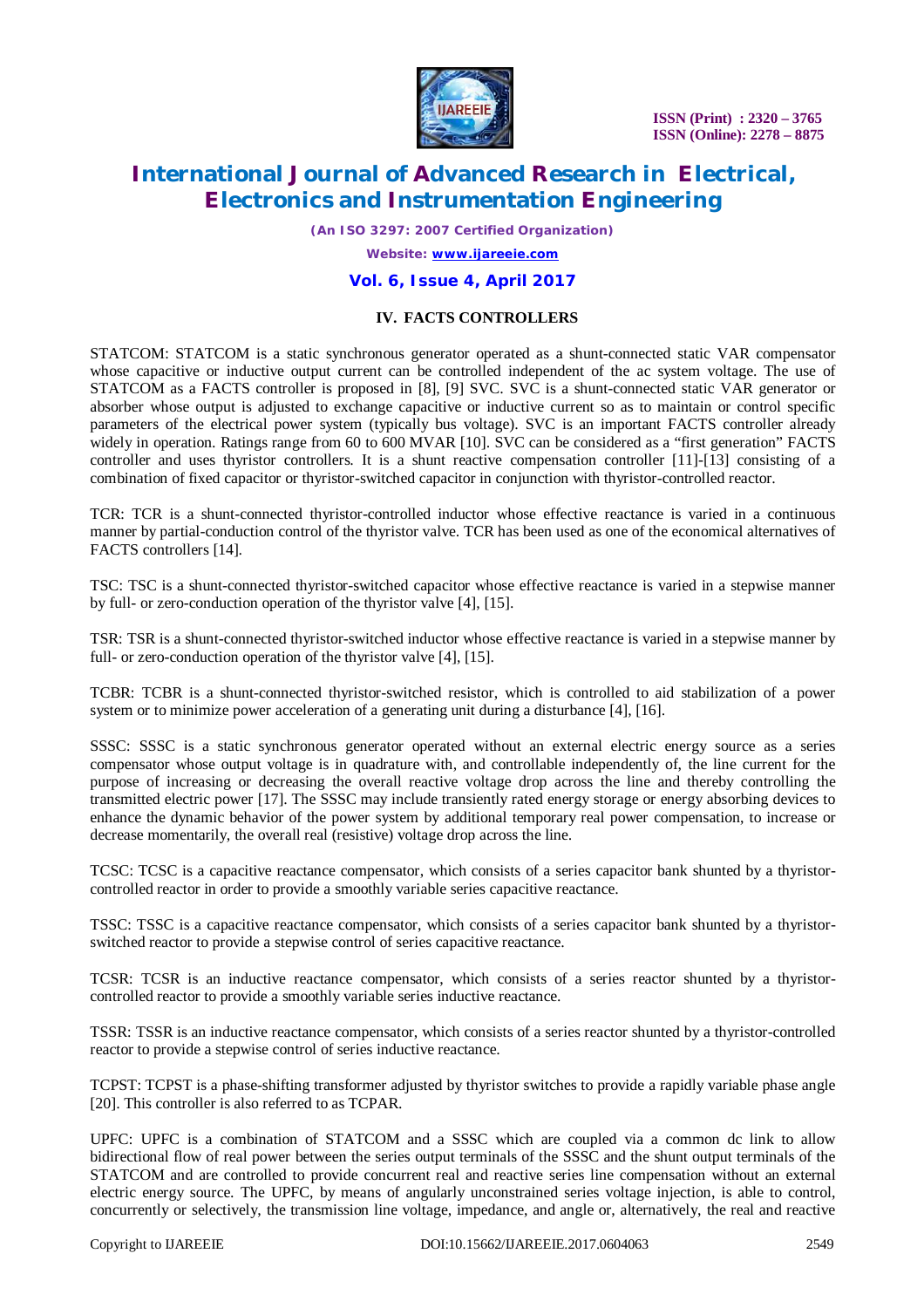## IV. FACTS CONTROLLERS

STATCOM: STATCOM is a static synchronous generator operated as a shunt-connected static VAR compensator whose capacitive or inductive output current can be controlled independent of the ac system voltage. The use of STATCOM as a FACTS controller is proposed in [8], [9] SVC. SVC is a shunt-connected static VAR generator or absorber whose output is adjusted to exchange capacitive or inductive current so as to maintain or control specific parameters of the electrical power system (typically bus voltage). SVC is an important FACTS controller already widely in operation. Ratings range from 60 to 600 MVAR [10]. SVC can be considered as a "first generation" FACTS controller and uses thyristor controllers. It is a shunt reactive compensation controller [11]-[13] consisting of a combination of fixed capacitor or thyristor-switched capacitor in conjunction with thyristor-controlled reactor.

TCR: TCR is a shunt-connected thyristor-controlled inductor whose effective reactance is varied in a continuous manner by partial-conduction control of the thyristor valve. TCR has been used as one of the economical alternatives of FACTS controllers [14].

TSC: TSC is a shunt-connected thyristor-switched capacitor whose effective reactance is varied in a stepwise manner by full- or zero-conduction operation of the thyristor valve [4], [15].

TSR: TSR is a shunt-connected thyristor-switched inductor whose effective reactance is varied in a stepwise manner by full- or zero-conduction operation of the thyristor valve [4], [15].

TCBR: TCBR is a shunt-connected thyristor-switched resistor, which is controlled to aid stabilization of a power system or to minimize power acceleration of a generating unit during a disturbance [4], [16].

SSSC: SSSC is a static synchronous generator operated without an external electric energy source as a series compensator whose output voltage is in quadrature with, and controllable independently of, the line current for the purpose of increasing or decreasing the overall reactive voltage drop across the line and thereby controlling the transmitted electric power [17]. The SSSC may include transiently rated energy storage or energy absorbing devices to enhance the dynamic behavior of the power system by additional temporary real power compensation, to increase or decrease momentarily, the overall real (resistive) voltage drop across the line.

TCSC: TCSC is a capacitive reactance compensator, which consists of a series capacitor bank shunted by a thyristor-controlled reactor in order to provide a smoothly variable series capacitive reactance.

TSSC: TSSC is a capacitive reactance compensator, which consists of a series capacitor bank shunted by a thyristor-switched reactor to provide a stepwise control of series capacitive reactance.

TCSR: TCSR is an inductive reactance compensator, which consists of a series reactor shunted by a thyristor-controlled reactor to provide a smoothly variable series inductive reactance.

TSSR: TSSR is an inductive reactance compensator, which consists of a series reactor shunted by a thyristor-controlled reactor to provide a stepwise control of series inductive reactance.

TCPST: TCPST is a phase-shifting transformer adjusted by thyristor switches to provide a rapidly variable phase angle [20]. This controller is also referred to as TCPAR.

UPFC: UPFC is a combination of STATCOM and a SSSC which are coupled via a common dc link to allow bidirectional flow of real power between the series output terminals of the SSSC and the shunt output terminals of the STATCOM and are controlled to provide concurrent real and reactive series line compensation without an external electric energy source. The UPFC, by means of angularly unconstrained series voltage injection, is able to control, concurrently or selectively, the transmission line voltage, impedance, and angle or, alternatively, the real and reactive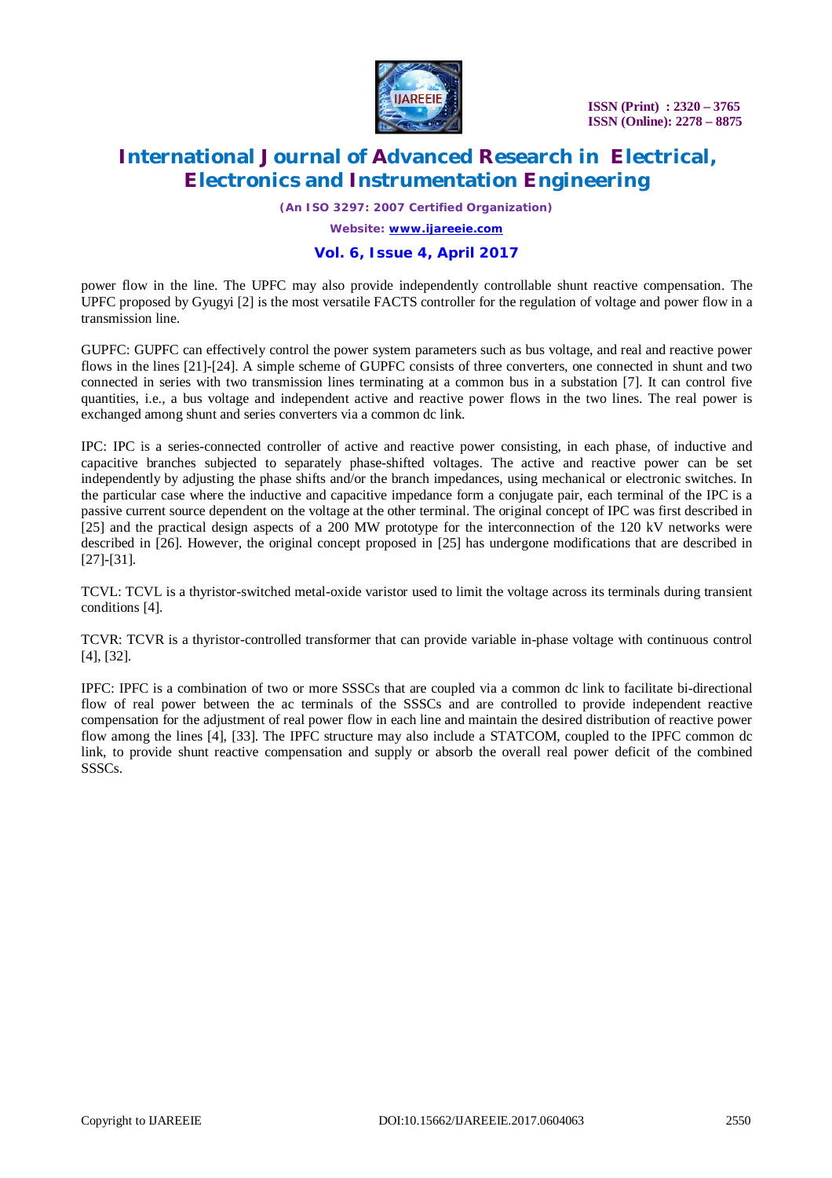power flow in the line. The UPFC may also provide independently controllable shunt reactive compensation. The UPFC proposed by Gyugyi [2] is the most versatile FACTS controller for the regulation of voltage and power flow in a transmission line.

GUPFC: GUPFC can effectively control the power system parameters such as bus voltage, and real and reactive power flows in the lines [21]-[24]. A simple scheme of GUPFC consists of three converters, one connected in shunt and two connected in series with two transmission lines terminating at a common bus in a substation [7]. It can control five quantities, i.e., a bus voltage and independent active and reactive power flows in the two lines. The real power is exchanged among shunt and series converters via a common dc link.

IPC: IPC is a series-connected controller of active and reactive power consisting, in each phase, of inductive and capacitive branches subjected to separately phase-shifted voltages. The active and reactive power can be set independently by adjusting the phase shifts and/or the branch impedances, using mechanical or electronic switches. In the particular case where the inductive and capacitive impedance form a conjugate pair, each terminal of the IPC is a passive current source dependent on the voltage at the other terminal. The original concept of IPC was first described in [25] and the practical design aspects of a 200 MW prototype for the interconnection of the 120 kV networks were described in [26]. However, the original concept proposed in [25] has undergone modifications that are described in [27]-[31].

TCVL: TCVL is a thyristor-switched metal-oxide varistor used to limit the voltage across its terminals during transient conditions [4].

TCVR: TCVR is a thyristor-controlled transformer that can provide variable in-phase voltage with continuous control [4], [32].

IPFC: IPFC is a combination of two or more SSSCs that are coupled via a common dc link to facilitate bi-directional flow of real power between the ac terminals of the SSSCs and are controlled to provide independent reactive compensation for the adjustment of real power flow in each line and maintain the desired distribution of reactive power flow among the lines [4], [33]. The IPFC structure may also include a STATCOM, coupled to the IPFC common dc link, to provide shunt reactive compensation and supply or absorb the overall real power deficit of the combined SSSCs.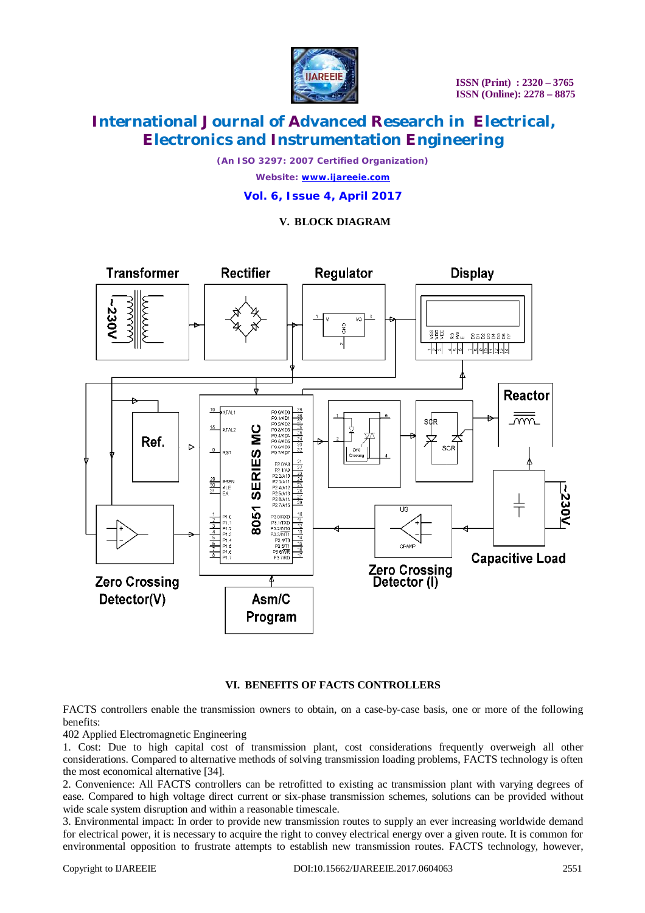## V. BLOCK DIAGRAM

## VI. BENEFITS OF FACTS CONTROLLERS

FACTS controllers enable the transmission owners to obtain, on a case-by-case basis, one or more of the following benefits:

402 Applied Electromagnetic Engineering

1. Cost: Due to high capital cost of transmission plant, cost considerations frequently overweigh all other considerations. Compared to alternative methods of solving transmission loading problems, FACTS technology is often the most economical alternative [34].

2. Convenience: All FACTS controllers can be retrofitted to existing ac transmission plant with varying degrees of ease. Compared to high voltage direct current or six-phase transmission schemes, solutions can be provided without wide scale system disruption and within a reasonable timescale.

3. Environmental impact: In order to provide new transmission routes to supply an ever increasing worldwide demand for electrical power, it is necessary to acquire the right to convey electrical energy over a given route. It is common for environmental opposition to frustrate attempts to establish new transmission routes. FACTS technology, however,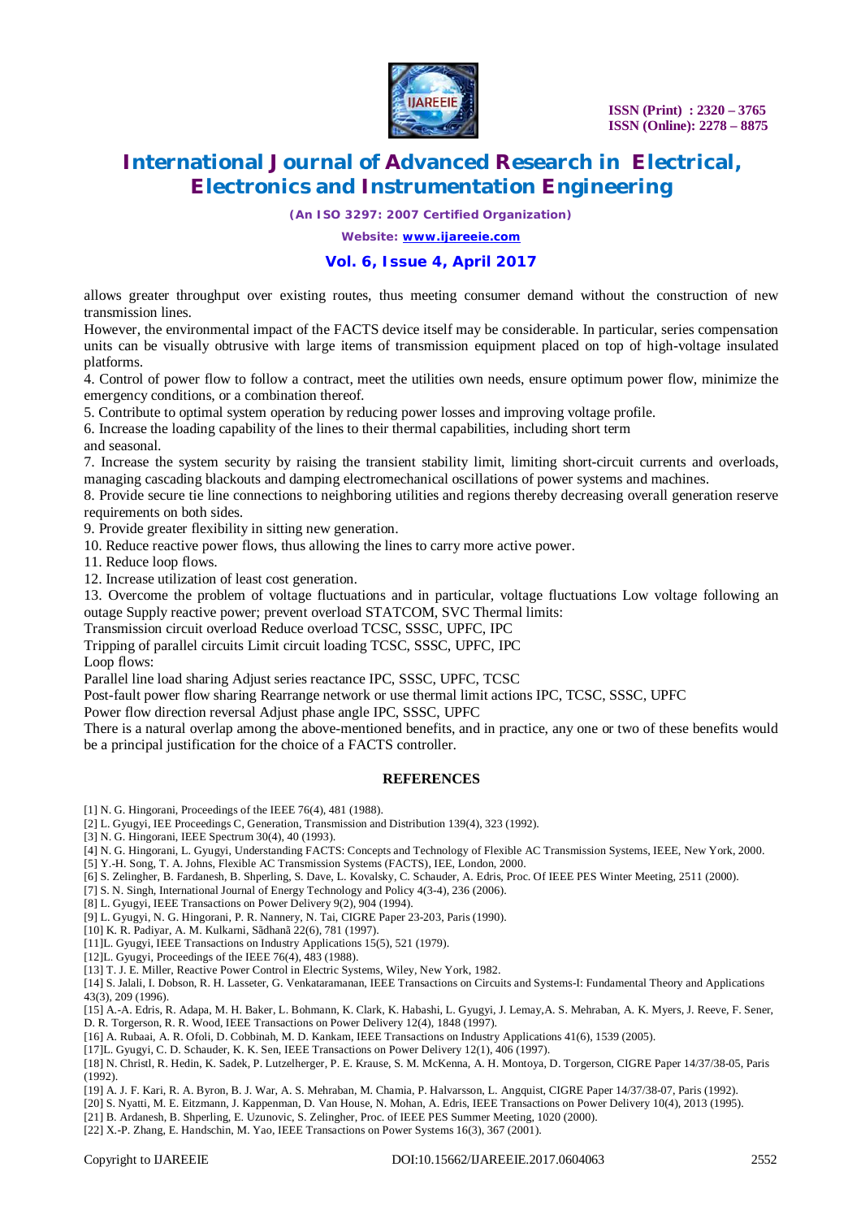allows greater throughput over existing routes, thus meeting consumer demand without the construction of new transmission lines.

However, the environmental impact of the FACTS device itself may be considerable. In particular, series compensation units can be visually obtrusive with large items of transmission equipment placed on top of high-voltage insulated platforms.

4. Control of power flow to follow a contract, meet the utilities own needs, ensure optimum power flow, minimize the emergency conditions, or a combination thereof.

5. Contribute to optimal system operation by reducing power losses and improving voltage profile.

6. Increase the loading capability of the lines to their thermal capabilities, including short term and seasonal.

7. Increase the system security by raising the transient stability limit, limiting short-circuit currents and overloads, managing cascading blackouts and damping electromechanical oscillations of power systems and machines.

8. Provide secure tie line connections to neighboring utilities and regions thereby decreasing overall generation reserve requirements on both sides.

9. Provide greater flexibility in sitting new generation.

10. Reduce reactive power flows, thus allowing the lines to carry more active power.

11. Reduce loop flows.

12. Increase utilization of least cost generation.

13. Overcome the problem of voltage fluctuations and in particular, voltage fluctuations Low voltage following an outage Supply reactive power; prevent overload STATCOM, SVC Thermal limits:

Transmission circuit overload Reduce overload TCSC, SSSC, UPFC, IPC

Tripping of parallel circuits Limit circuit loading TCSC, SSSC, UPFC, IPC

Loop flows:

Parallel line load sharing Adjust series reactance IPC, SSSC, UPFC, TCSC

Post-fault power flow sharing Rearrange network or use thermal limit actions IPC, TCSC, SSSC, UPFC

Power flow direction reversal Adjust phase angle IPC, SSSC, UPFC

There is a natural overlap among the above-mentioned benefits, and in practice, any one or two of these benefits would be a principal justification for the choice of a FACTS controller.

## REFERENCES

[1] N. G. Hingorani, Proceedings of the IEEE 76(4), 481 (1988).

[2] L. Gyugyi, IEE Proceedings C, Generation, Transmission and Distribution 139(4), 323 (1992).

[3] N. G. Hingorani, IEEE Spectrum 30(4), 40 (1993).

[4] N. G. Hingorani, L. Gyugyi, Understanding FACTS: Concepts and Technology of Flexible AC Transmission Systems, IEEE, New York, 2000.

[5] Y.-H. Song, T. A. Johns, Flexible AC Transmission Systems (FACTS), IEE, London, 2000.

[6] S. Zelingher, B. Fardanesh, B. Shperling, S. Dave, L. Kovalsky, C. Schauder, A. Edris, Proc. Of IEEE PES Winter Meeting, 2511 (2000).

[7] S. N. Singh, International Journal of Energy Technology and Policy 4(3-4), 236 (2006).

[8] L. Gyugyi, IEEE Transactions on Power Delivery 9(2), 904 (1994).

[9] L. Gyugyi, N. G. Hingorani, P. R. Nannery, N. Tai, CIGRE Paper 23-203, Paris (1990).

[10] K. R. Padiyar, A. M. Kulkarni, Sădhană 22(6), 781 (1997).

[11]L. Gyugyi, IEEE Transactions on Industry Applications 15(5), 521 (1979).

[12]L. Gyugyi, Proceedings of the IEEE 76(4), 483 (1988).

[13] T. J. E. Miller, Reactive Power Control in Electric Systems, Wiley, New York, 1982.

[14] S. Jalali, I. Dobson, R. H. Lasseter, G. Venkataramanan, IEEE Transactions on Circuits and Systems-I: Fundamental Theory and Applications 43(3), 209 (1996).

[15] A.-A. Edris, R. Adapa, M. H. Baker, L. Bohmann, K. Clark, K. Habashi, L. Gyugyi, J. Lemay,A. S. Mehraban, A. K. Myers, J. Reeve, F. Sener, D. R. Torgerson, R. R. Wood, IEEE Transactions on Power Delivery 12(4), 1848 (1997).

[16] A. Rubaai, A. R. Ofoli, D. Cobbinah, M. D. Kankam, IEEE Transactions on Industry Applications 41(6), 1539 (2005).

[17]L. Gyugyi, C. D. Schauder, K. K. Sen, IEEE Transactions on Power Delivery 12(1), 406 (1997).

[18] N. Christl, R. Hedin, K. Sadek, P. Lutzelherger, P. E. Krause, S. M. McKenna, A. H. Montoya, D. Torgerson, CIGRE Paper 14/37/38-05, Paris (1992).

[19] A. J. F. Kari, R. A. Byron, B. J. War, A. S. Mehraban, M. Chamia, P. Halvarsson, L. Angquist, CIGRE Paper 14/37/38-07, Paris (1992).

[20] S. Nyatti, M. E. Eitzmann, J. Kappenman, D. Van House, N. Mohan, A. Edris, IEEE Transactions on Power Delivery 10(4), 2013 (1995).

[21] B. Ardanesh, B. Shperling, E. Uzunovic, S. Zelingher, Proc. of IEEE PES Summer Meeting, 1020 (2000).

[22] X.-P. Zhang, E. Handschin, M. Yao, IEEE Transactions on Power Systems 16(3), 367 (2001).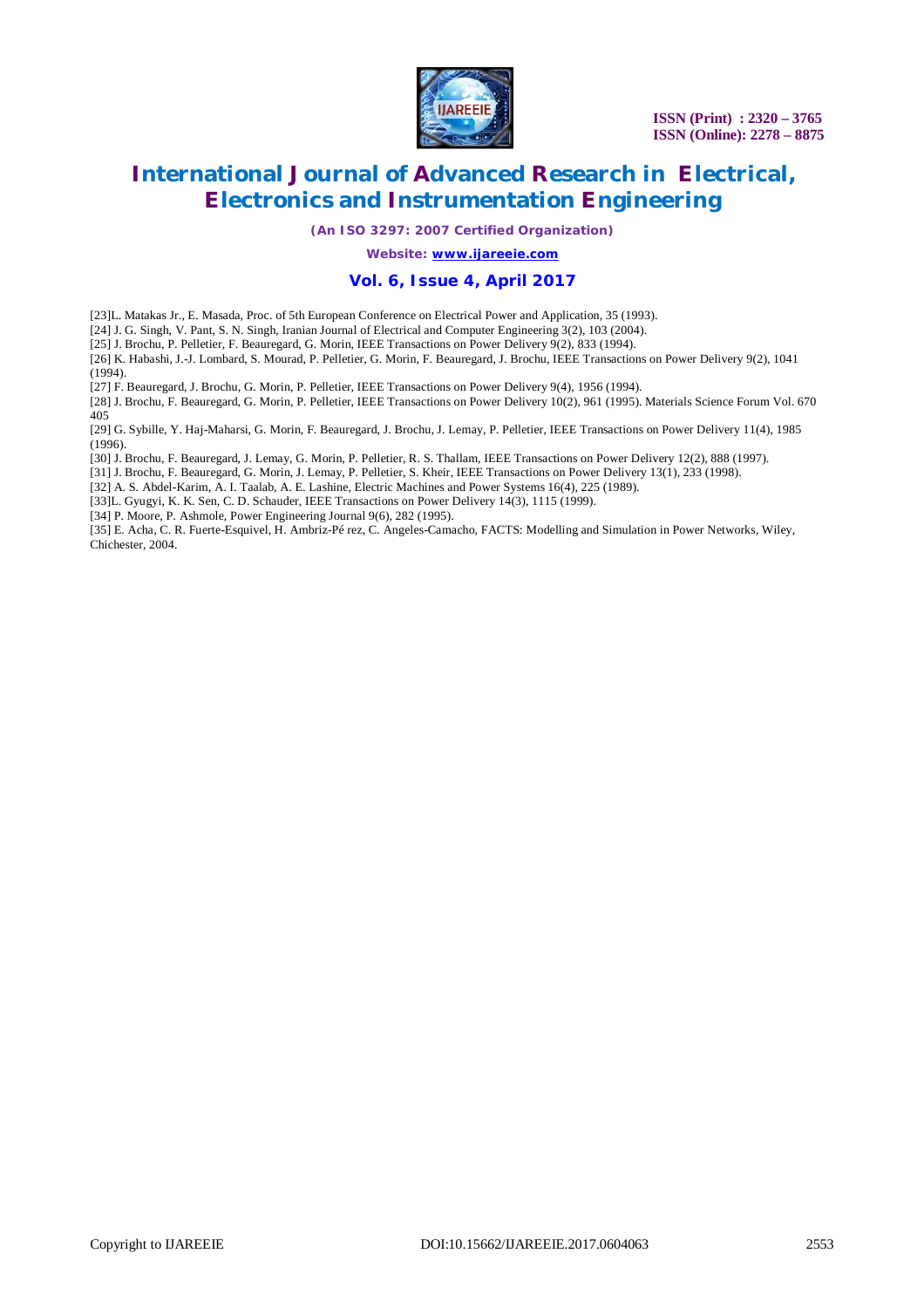[23]L. Matakas Jr., E. Masada, Proc. of 5th European Conference on Electrical Power and Application, 35 (1993).

[24] J. G. Singh, V. Pant, S. N. Singh, Iranian Journal of Electrical and Computer Engineering 3(2), 103 (2004).

[25] J. Brochu, P. Pelletier, F. Beauregard, G. Morin, IEEE Transactions on Power Delivery 9(2), 833 (1994).

[26] K. Habashi, J.-J. Lombard, S. Mourad, P. Pelletier, G. Morin, F. Beauregard, J. Brochu, IEEE Transactions on Power Delivery 9(2), 1041 (1994).

[27] F. Beauregard, J. Brochu, G. Morin, P. Pelletier, IEEE Transactions on Power Delivery 9(4), 1956 (1994).

[28] J. Brochu, F. Beauregard, G. Morin, P. Pelletier, IEEE Transactions on Power Delivery 10(2), 961 (1995). Materials Science Forum Vol. 670 405

[29] G. Sybille, Y. Haj-Maharsi, G. Morin, F. Beauregard, J. Brochu, J. Lemay, P. Pelletier, IEEE Transactions on Power Delivery 11(4), 1985 (1996).

[30] J. Brochu, F. Beauregard, J. Lemay, G. Morin, P. Pelletier, R. S. Thallam, IEEE Transactions on Power Delivery 12(2), 888 (1997).

[31] J. Brochu, F. Beauregard, G. Morin, J. Lemay, P. Pelletier, S. Kheir, IEEE Transactions on Power Delivery 13(1), 233 (1998).

[32] A. S. Abdel-Karim, A. I. Taalab, A. E. Lashine, Electric Machines and Power Systems 16(4), 225 (1989).

[33]L. Gyugyi, K. K. Sen, C. D. Schauder, IEEE Transactions on Power Delivery 14(3), 1115 (1999).

[34] P. Moore, P. Ashmole, Power Engineering Journal 9(6), 282 (1995).

[35] E. Acha, C. R. Fuerte-Esquivel, H. Ambriz-Pé rez, C. Angeles-Camacho, FACTS: Modelling and Simulation in Power Networks, Wiley, Chichester, 2004.